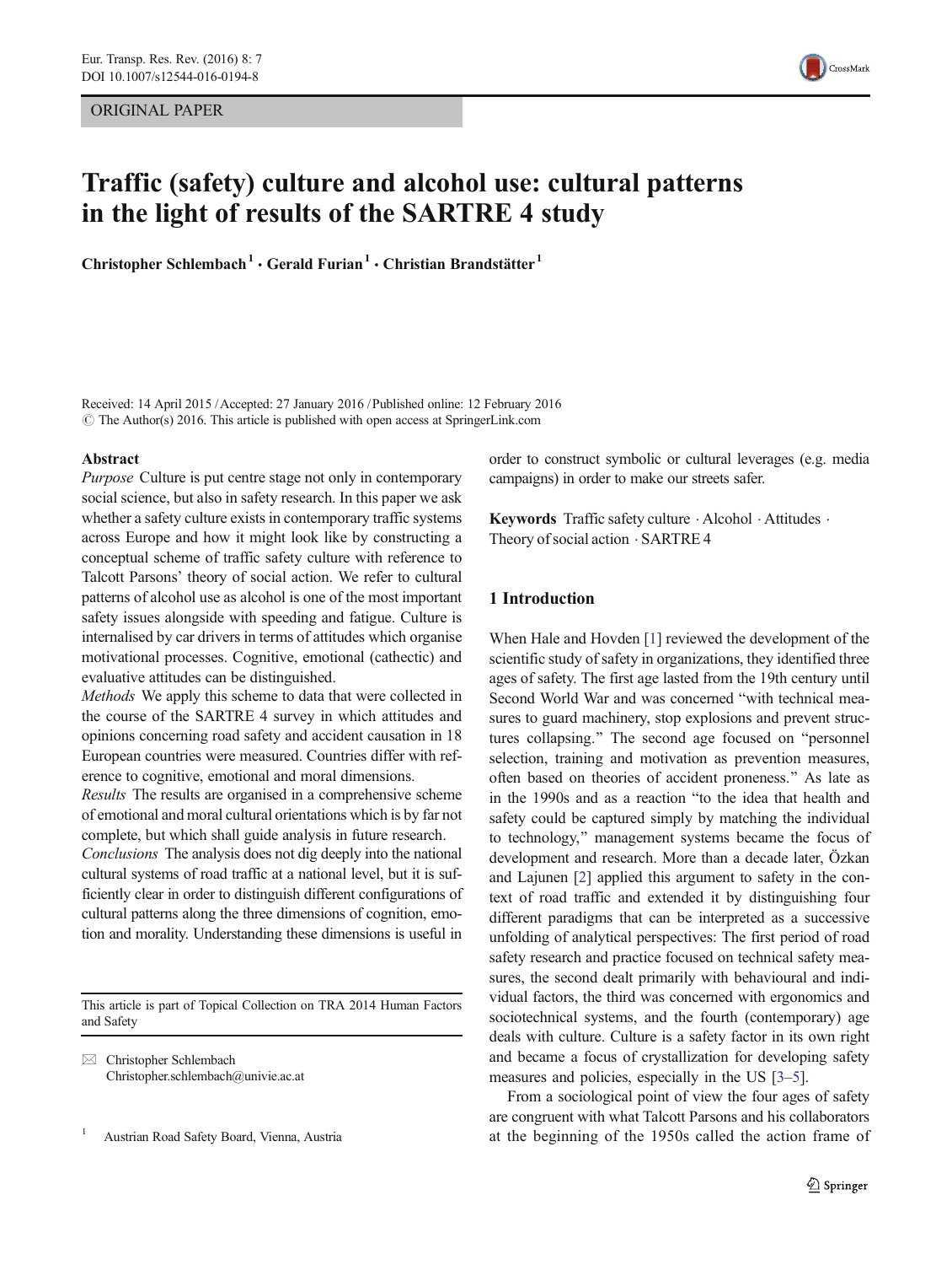ORIGINAL PAPER

# Traffic (safety) culture and alcohol use: cultural patterns in the light of results of the SARTRE 4 study

Christopher Schlembach[1] · Gerald Furian[1] · Christian Brandstätter[1]

Received: 14 April 2015 / Accepted: 27 January 2016 / Published online: 12 February 2016
© The Author(s) 2016. This article is published with open access at SpringerLink.com

## Abstract

*Purpose* Culture is put centre stage not only in contemporary social science, but also in safety research. In this paper we ask whether a safety culture exists in contemporary traffic systems across Europe and how it might look like by constructing a conceptual scheme of traffic safety culture with reference to Talcott Parsons' theory of social action. We refer to cultural patterns of alcohol use as alcohol is one of the most important safety issues alongside with speeding and fatigue. Culture is internalised by car drivers in terms of attitudes which organise motivational processes. Cognitive, emotional (cathectic) and evaluative attitudes can be distinguished.

*Methods* We apply this scheme to data that were collected in the course of the SARTRE 4 survey in which attitudes and opinions concerning road safety and accident causation in 18 European countries were measured. Countries differ with reference to cognitive, emotional and moral dimensions.

*Results* The results are organised in a comprehensive scheme of emotional and moral cultural orientations which is by far not complete, but which shall guide analysis in future research.

*Conclusions* The analysis does not dig deeply into the national cultural systems of road traffic at a national level, but it is sufficiently clear in order to distinguish different configurations of cultural patterns along the three dimensions of cognition, emotion and morality. Understanding these dimensions is useful in order to construct symbolic or cultural leverages (e.g. media campaigns) in order to make our streets safer.

**Keywords** Traffic safety culture · Alcohol · Attitudes · Theory of social action · SARTRE 4

This article is part of Topical Collection on TRA 2014 Human Factors and Safety

✉ Christopher Schlembach
Christopher.schlembach@univie.ac.at

[1] Austrian Road Safety Board, Vienna, Austria

## 1 Introduction

When Hale and Hovden [1] reviewed the development of the scientific study of safety in organizations, they identified three ages of safety. The first age lasted from the 19th century until Second World War and was concerned "with technical measures to guard machinery, stop explosions and prevent structures collapsing." The second age focused on "personnel selection, training and motivation as prevention measures, often based on theories of accident proneness." As late as in the 1990s and as a reaction "to the idea that health and safety could be captured simply by matching the individual to technology," management systems became the focus of development and research. More than a decade later, Özkan and Lajunen [2] applied this argument to safety in the context of road traffic and extended it by distinguishing four different paradigms that can be interpreted as a successive unfolding of analytical perspectives: The first period of road safety research and practice focused on technical safety measures, the second dealt primarily with behavioural and individual factors, the third was concerned with ergonomics and sociotechnical systems, and the fourth (contemporary) age deals with culture. Culture is a safety factor in its own right and became a focus of crystallization for developing safety measures and policies, especially in the US [3–5].

From a sociological point of view the four ages of safety are congruent with what Talcott Parsons and his collaborators at the beginning of the 1950s called the action frame of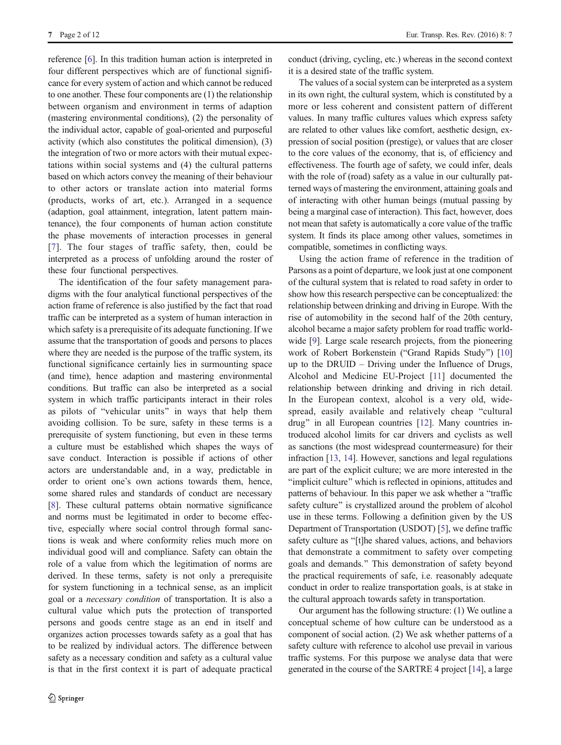reference [6]. In this tradition human action is interpreted in four different perspectives which are of functional significance for every system of action and which cannot be reduced to one another. These four components are (1) the relationship between organism and environment in terms of adaption (mastering environmental conditions), (2) the personality of the individual actor, capable of goal-oriented and purposeful activity (which also constitutes the political dimension), (3) the integration of two or more actors with their mutual expectations within social systems and (4) the cultural patterns based on which actors convey the meaning of their behaviour to other actors or translate action into material forms (products, works of art, etc.). Arranged in a sequence (adaption, goal attainment, integration, latent pattern maintenance), the four components of human action constitute the phase movements of interaction processes in general [7]. The four stages of traffic safety, then, could be interpreted as a process of unfolding around the roster of these four functional perspectives.

The identification of the four safety management paradigms with the four analytical functional perspectives of the action frame of reference is also justified by the fact that road traffic can be interpreted as a system of human interaction in which safety is a prerequisite of its adequate functioning. If we assume that the transportation of goods and persons to places where they are needed is the purpose of the traffic system, its functional significance certainly lies in surmounting space (and time), hence adaption and mastering environmental conditions. But traffic can also be interpreted as a social system in which traffic participants interact in their roles as pilots of "vehicular units" in ways that help them avoiding collision. To be sure, safety in these terms is a prerequisite of system functioning, but even in these terms a culture must be established which shapes the ways of save conduct. Interaction is possible if actions of other actors are understandable and, in a way, predictable in order to orient one's own actions towards them, hence, some shared rules and standards of conduct are necessary [8]. These cultural patterns obtain normative significance and norms must be legitimated in order to become effective, especially where social control through formal sanctions is weak and where conformity relies much more on individual good will and compliance. Safety can obtain the role of a value from which the legitimation of norms are derived. In these terms, safety is not only a prerequisite for system functioning in a technical sense, as an implicit goal or a *necessary condition* of transportation. It is also a cultural value which puts the protection of transported persons and goods centre stage as an end in itself and organizes action processes towards safety as a goal that has to be realized by individual actors. The difference between safety as a necessary condition and safety as a cultural value is that in the first context it is part of adequate practical conduct (driving, cycling, etc.) whereas in the second context it is a desired state of the traffic system.

The values of a social system can be interpreted as a system in its own right, the cultural system, which is constituted by a more or less coherent and consistent pattern of different values. In many traffic cultures values which express safety are related to other values like comfort, aesthetic design, expression of social position (prestige), or values that are closer to the core values of the economy, that is, of efficiency and effectiveness. The fourth age of safety, we could infer, deals with the role of (road) safety as a value in our culturally patterned ways of mastering the environment, attaining goals and of interacting with other human beings (mutual passing by being a marginal case of interaction). This fact, however, does not mean that safety is automatically a core value of the traffic system. It finds its place among other values, sometimes in compatible, sometimes in conflicting ways.

Using the action frame of reference in the tradition of Parsons as a point of departure, we look just at one component of the cultural system that is related to road safety in order to show how this research perspective can be conceptualized: the relationship between drinking and driving in Europe. With the rise of automobility in the second half of the 20th century, alcohol became a major safety problem for road traffic worldwide [9]. Large scale research projects, from the pioneering work of Robert Borkenstein ("Grand Rapids Study") [10] up to the DRUID – Driving under the Influence of Drugs, Alcohol and Medicine EU-Project [11] documented the relationship between drinking and driving in rich detail. In the European context, alcohol is a very old, widespread, easily available and relatively cheap "cultural drug" in all European countries [12]. Many countries introduced alcohol limits for car drivers and cyclists as well as sanctions (the most widespread countermeasure) for their infraction [13, 14]. However, sanctions and legal regulations are part of the explicit culture; we are more interested in the "implicit culture" which is reflected in opinions, attitudes and patterns of behaviour. In this paper we ask whether a "traffic safety culture" is crystallized around the problem of alcohol use in these terms. Following a definition given by the US Department of Transportation (USDOT) [5], we define traffic safety culture as "[t]he shared values, actions, and behaviors that demonstrate a commitment to safety over competing goals and demands." This demonstration of safety beyond the practical requirements of safe, i.e. reasonably adequate conduct in order to realize transportation goals, is at stake in the cultural approach towards safety in transportation.

Our argument has the following structure: (1) We outline a conceptual scheme of how culture can be understood as a component of social action. (2) We ask whether patterns of a safety culture with reference to alcohol use prevail in various traffic systems. For this purpose we analyse data that were generated in the course of the SARTRE 4 project [14], a large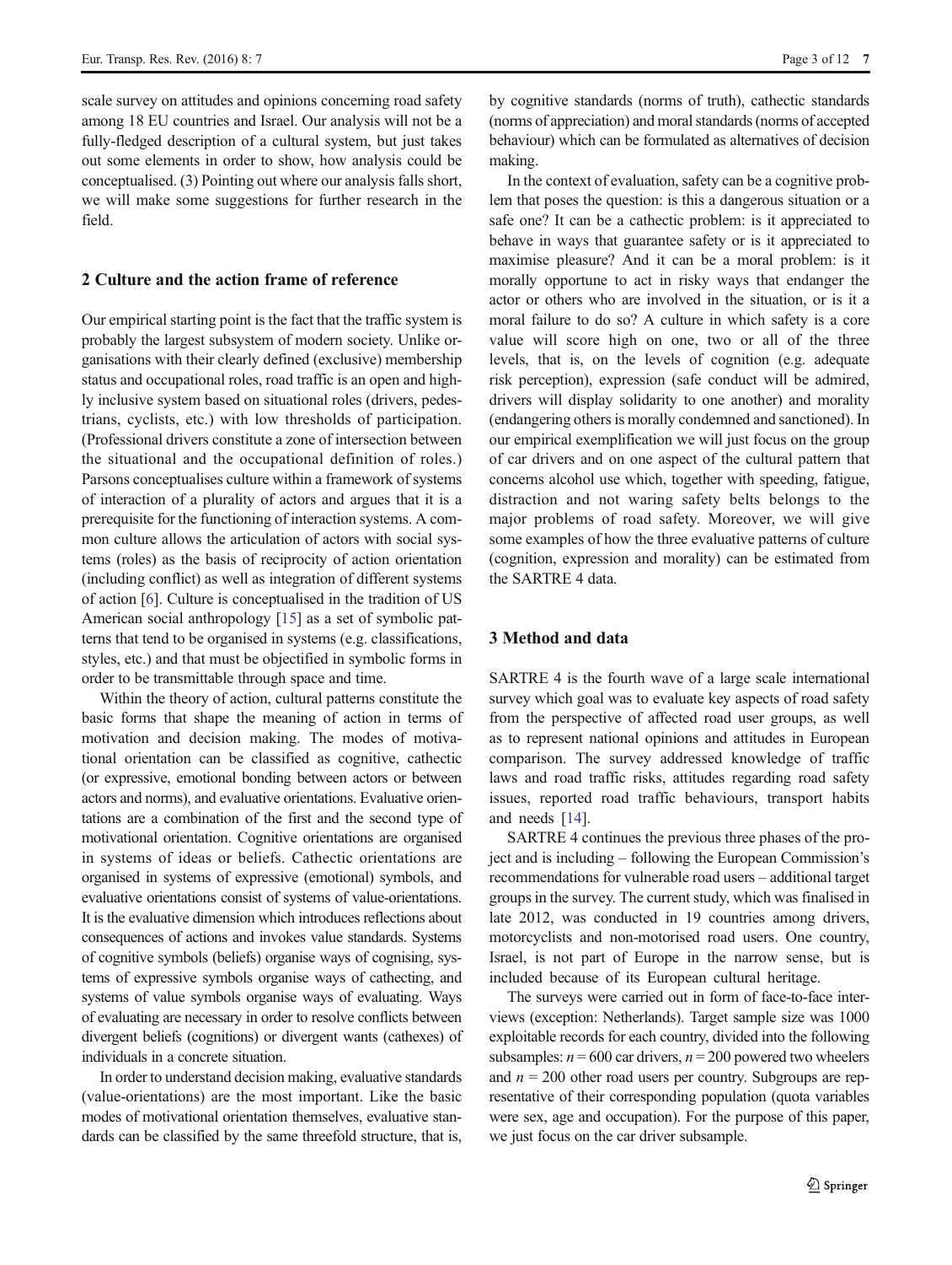scale survey on attitudes and opinions concerning road safety among 18 EU countries and Israel. Our analysis will not be a fully-fledged description of a cultural system, but just takes out some elements in order to show, how analysis could be conceptualised. (3) Pointing out where our analysis falls short, we will make some suggestions for further research in the field.

## 2 Culture and the action frame of reference

Our empirical starting point is the fact that the traffic system is probably the largest subsystem of modern society. Unlike organisations with their clearly defined (exclusive) membership status and occupational roles, road traffic is an open and highly inclusive system based on situational roles (drivers, pedestrians, cyclists, etc.) with low thresholds of participation. (Professional drivers constitute a zone of intersection between the situational and the occupational definition of roles.) Parsons conceptualises culture within a framework of systems of interaction of a plurality of actors and argues that it is a prerequisite for the functioning of interaction systems. A common culture allows the articulation of actors with social systems (roles) as the basis of reciprocity of action orientation (including conflict) as well as integration of different systems of action [6]. Culture is conceptualised in the tradition of US American social anthropology [15] as a set of symbolic patterns that tend to be organised in systems (e.g. classifications, styles, etc.) and that must be objectified in symbolic forms in order to be transmittable through space and time.

Within the theory of action, cultural patterns constitute the basic forms that shape the meaning of action in terms of motivation and decision making. The modes of motivational orientation can be classified as cognitive, cathectic (or expressive, emotional bonding between actors or between actors and norms), and evaluative orientations. Evaluative orientations are a combination of the first and the second type of motivational orientation. Cognitive orientations are organised in systems of ideas or beliefs. Cathectic orientations are organised in systems of expressive (emotional) symbols, and evaluative orientations consist of systems of value-orientations. It is the evaluative dimension which introduces reflections about consequences of actions and invokes value standards. Systems of cognitive symbols (beliefs) organise ways of cognising, systems of expressive symbols organise ways of cathecting, and systems of value symbols organise ways of evaluating. Ways of evaluating are necessary in order to resolve conflicts between divergent beliefs (cognitions) or divergent wants (cathexes) of individuals in a concrete situation.

In order to understand decision making, evaluative standards (value-orientations) are the most important. Like the basic modes of motivational orientation themselves, evaluative standards can be classified by the same threefold structure, that is, by cognitive standards (norms of truth), cathectic standards (norms of appreciation) and moral standards (norms of accepted behaviour) which can be formulated as alternatives of decision making.

In the context of evaluation, safety can be a cognitive problem that poses the question: is this a dangerous situation or a safe one? It can be a cathectic problem: is it appreciated to behave in ways that guarantee safety or is it appreciated to maximise pleasure? And it can be a moral problem: is it morally opportune to act in risky ways that endanger the actor or others who are involved in the situation, or is it a moral failure to do so? A culture in which safety is a core value will score high on one, two or all of the three levels, that is, on the levels of cognition (e.g. adequate risk perception), expression (safe conduct will be admired, drivers will display solidarity to one another) and morality (endangering others is morally condemned and sanctioned). In our empirical exemplification we will just focus on the group of car drivers and on one aspect of the cultural pattern that concerns alcohol use which, together with speeding, fatigue, distraction and not waring safety belts belongs to the major problems of road safety. Moreover, we will give some examples of how the three evaluative patterns of culture (cognition, expression and morality) can be estimated from the SARTRE 4 data.

## 3 Method and data

SARTRE 4 is the fourth wave of a large scale international survey which goal was to evaluate key aspects of road safety from the perspective of affected road user groups, as well as to represent national opinions and attitudes in European comparison. The survey addressed knowledge of traffic laws and road traffic risks, attitudes regarding road safety issues, reported road traffic behaviours, transport habits and needs [14].

SARTRE 4 continues the previous three phases of the project and is including – following the European Commission's recommendations for vulnerable road users – additional target groups in the survey. The current study, which was finalised in late 2012, was conducted in 19 countries among drivers, motorcyclists and non-motorised road users. One country, Israel, is not part of Europe in the narrow sense, but is included because of its European cultural heritage.

The surveys were carried out in form of face-to-face interviews (exception: Netherlands). Target sample size was 1000 exploitable records for each country, divided into the following subsamples: $n = 600$ car drivers, $n = 200$ powered two wheelers and $n = 200$ other road users per country. Subgroups are representative of their corresponding population (quota variables were sex, age and occupation). For the purpose of this paper, we just focus on the car driver subsample.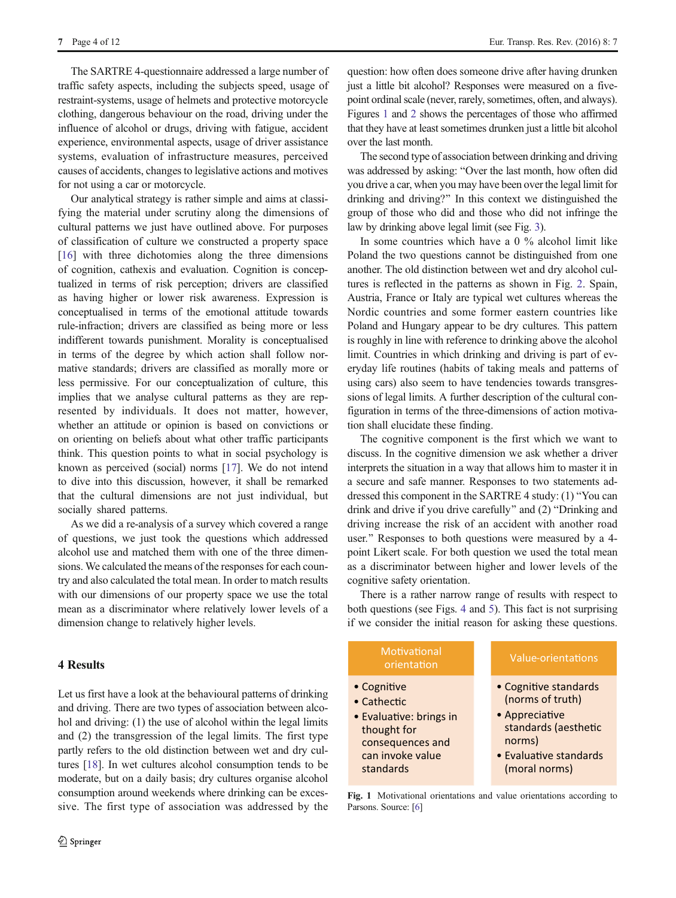The SARTRE 4-questionnaire addressed a large number of traffic safety aspects, including the subjects speed, usage of restraint-systems, usage of helmets and protective motorcycle clothing, dangerous behaviour on the road, driving under the influence of alcohol or drugs, driving with fatigue, accident experience, environmental aspects, usage of driver assistance systems, evaluation of infrastructure measures, perceived causes of accidents, changes to legislative actions and motives for not using a car or motorcycle.

Our analytical strategy is rather simple and aims at classifying the material under scrutiny along the dimensions of cultural patterns we just have outlined above. For purposes of classification of culture we constructed a property space [16] with three dichotomies along the three dimensions of cognition, cathexis and evaluation. Cognition is conceptualized in terms of risk perception; drivers are classified as having higher or lower risk awareness. Expression is conceptualised in terms of the emotional attitude towards rule-infraction; drivers are classified as being more or less indifferent towards punishment. Morality is conceptualised in terms of the degree by which action shall follow normative standards; drivers are classified as morally more or less permissive. For our conceptualization of culture, this implies that we analyse cultural patterns as they are represented by individuals. It does not matter, however, whether an attitude or opinion is based on convictions or on orienting on beliefs about what other traffic participants think. This question points to what in social psychology is known as perceived (social) norms [17]. We do not intend to dive into this discussion, however, it shall be remarked that the cultural dimensions are not just individual, but socially shared patterns.

As we did a re-analysis of a survey which covered a range of questions, we just took the questions which addressed alcohol use and matched them with one of the three dimensions. We calculated the means of the responses for each country and also calculated the total mean. In order to match results with our dimensions of our property space we use the total mean as a discriminator where relatively lower levels of a dimension change to relatively higher levels.

## 4 Results

Let us first have a look at the behavioural patterns of drinking and driving. There are two types of association between alcohol and driving: (1) the use of alcohol within the legal limits and (2) the transgression of the legal limits. The first type partly refers to the old distinction between wet and dry cultures [18]. In wet cultures alcohol consumption tends to be moderate, but on a daily basis; dry cultures organise alcohol consumption around weekends where drinking can be excessive. The first type of association was addressed by the question: how often does someone drive after having drunken just a little bit alcohol? Responses were measured on a five-point ordinal scale (never, rarely, sometimes, often, and always). Figures 1 and 2 shows the percentages of those who affirmed that they have at least sometimes drunken just a little bit alcohol over the last month.

The second type of association between drinking and driving was addressed by asking: "Over the last month, how often did you drive a car, when you may have been over the legal limit for drinking and driving?" In this context we distinguished the group of those who did and those who did not infringe the law by drinking above legal limit (see Fig. 3).

In some countries which have a 0 % alcohol limit like Poland the two questions cannot be distinguished from one another. The old distinction between wet and dry alcohol cultures is reflected in the patterns as shown in Fig. 2. Spain, Austria, France or Italy are typical wet cultures whereas the Nordic countries and some former eastern countries like Poland and Hungary appear to be dry cultures. This pattern is roughly in line with reference to drinking above the alcohol limit. Countries in which drinking and driving is part of everyday life routines (habits of taking meals and patterns of using cars) also seem to have tendencies towards transgressions of legal limits. A further description of the cultural configuration in terms of the three-dimensions of action motivation shall elucidate these finding.

The cognitive component is the first which we want to discuss. In the cognitive dimension we ask whether a driver interprets the situation in a way that allows him to master it in a secure and safe manner. Responses to two statements addressed this component in the SARTRE 4 study: (1) "You can drink and drive if you drive carefully" and (2) "Drinking and driving increase the risk of an accident with another road user." Responses to both questions were measured by a 4-point Likert scale. For both question we used the total mean as a discriminator between higher and lower levels of the cognitive safety orientation.

There is a rather narrow range of results with respect to both questions (see Figs. 4 and 5). This fact is not surprising if we consider the initial reason for asking these questions.

| Motivational orientation | Value-orientations |
| --- | --- |
| • Cognitive<br>• Cathectic<br>• Evaluative: brings in thought for consequences and can invoke value standards | • Cognitive standards (norms of truth)<br>• Appreciative standards (aesthetic norms)<br>• Evaluative standards (moral norms) |

**Fig. 1** Motivational orientations and value orientations according to Parsons. Source: [6]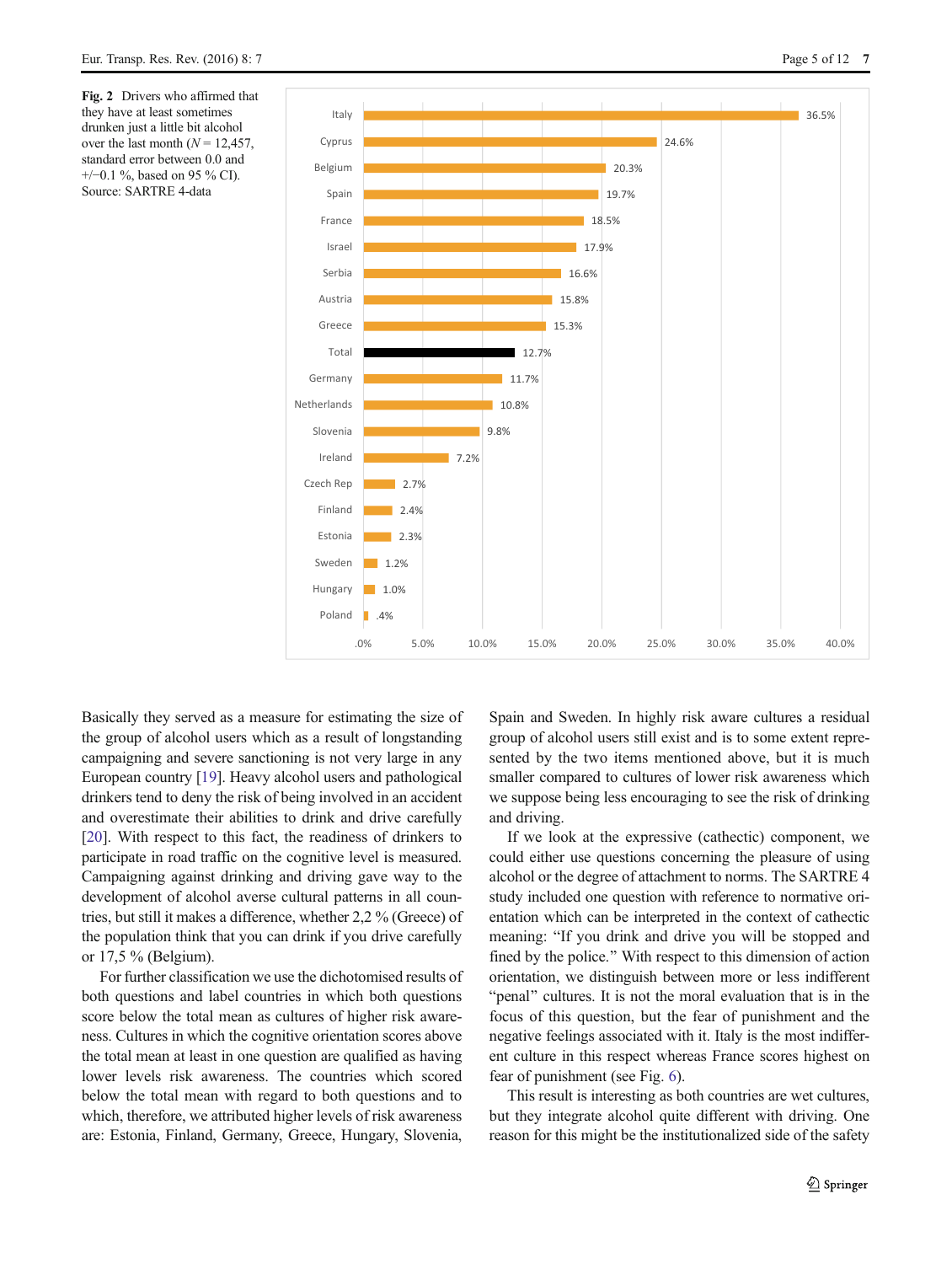**Fig. 2** Drivers who affirmed that they have at least sometimes drunken just a little bit alcohol over the last month (*N* = 12,457, standard error between 0.0 and +/−0.1 %, based on 95 % CI). Source: SARTRE 4-data

| Country | % |
|---|---|
| Italy | 36.5% |
| Cyprus | 24.6% |
| Belgium | 20.3% |
| Spain | 19.7% |
| France | 18.5% |
| Israel | 17.9% |
| Serbia | 16.6% |
| Austria | 15.8% |
| Greece | 15.3% |
| Total | 12.7% |
| Germany | 11.7% |
| Netherlands | 10.8% |
| Slovenia | 9.8% |
| Ireland | 7.2% |
| Czech Rep | 2.7% |
| Finland | 2.4% |
| Estonia | 2.3% |
| Sweden | 1.2% |
| Hungary | 1.0% |
| Poland | .4% |

Basically they served as a measure for estimating the size of the group of alcohol users which as a result of longstanding campaigning and severe sanctioning is not very large in any European country [19]. Heavy alcohol users and pathological drinkers tend to deny the risk of being involved in an accident and overestimate their abilities to drink and drive carefully [20]. With respect to this fact, the readiness of drinkers to participate in road traffic on the cognitive level is measured. Campaigning against drinking and driving gave way to the development of alcohol averse cultural patterns in all countries, but still it makes a difference, whether 2,2 % (Greece) of the population think that you can drink if you drive carefully or 17,5 % (Belgium).

For further classification we use the dichotomised results of both questions and label countries in which both questions score below the total mean as cultures of higher risk awareness. Cultures in which the cognitive orientation scores above the total mean at least in one question are qualified as having lower levels risk awareness. The countries which scored below the total mean with regard to both questions and to which, therefore, we attributed higher levels of risk awareness are: Estonia, Finland, Germany, Greece, Hungary, Slovenia, Spain and Sweden. In highly risk aware cultures a residual group of alcohol users still exist and is to some extent represented by the two items mentioned above, but it is much smaller compared to cultures of lower risk awareness which we suppose being less encouraging to see the risk of drinking and driving.

If we look at the expressive (cathectic) component, we could either use questions concerning the pleasure of using alcohol or the degree of attachment to norms. The SARTRE 4 study included one question with reference to normative orientation which can be interpreted in the context of cathectic meaning: "If you drink and drive you will be stopped and fined by the police." With respect to this dimension of action orientation, we distinguish between more or less indifferent "penal" cultures. It is not the moral evaluation that is in the focus of this question, but the fear of punishment and the negative feelings associated with it. Italy is the most indifferent culture in this respect whereas France scores highest on fear of punishment (see Fig. 6).

This result is interesting as both countries are wet cultures, but they integrate alcohol quite different with driving. One reason for this might be the institutionalized side of the safety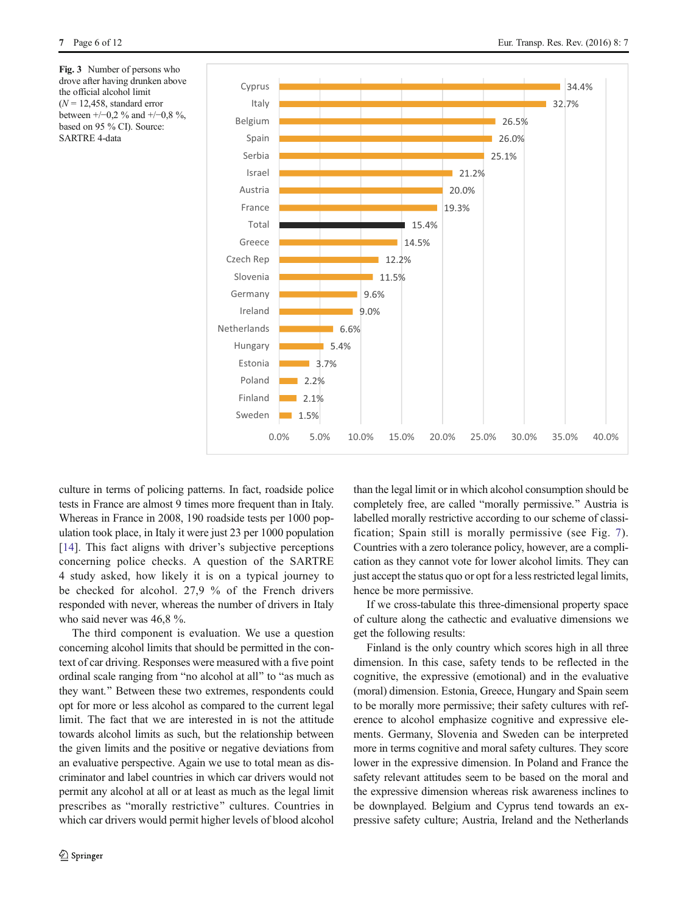**Fig. 3** Number of persons who drove after having drunken above the official alcohol limit ($N = 12{,}458$, standard error between +/−0,2 % and +/−0,8 %, based on 95 % CI). Source: SARTRE 4-data

| Country | % |
|---|---|
| Cyprus | 34.4% |
| Italy | 32.7% |
| Belgium | 26.5% |
| Spain | 26.0% |
| Serbia | 25.1% |
| Israel | 21.2% |
| Austria | 20.0% |
| France | 19.3% |
| Total | 15.4% |
| Greece | 14.5% |
| Czech Rep | 12.2% |
| Slovenia | 11.5% |
| Germany | 9.6% |
| Ireland | 9.0% |
| Netherlands | 6.6% |
| Hungary | 5.4% |
| Estonia | 3.7% |
| Poland | 2.2% |
| Finland | 2.1% |
| Sweden | 1.5% |

culture in terms of policing patterns. In fact, roadside police tests in France are almost 9 times more frequent than in Italy. Whereas in France in 2008, 190 roadside tests per 1000 population took place, in Italy it were just 23 per 1000 population [14]. This fact aligns with driver's subjective perceptions concerning police checks. A question of the SARTRE 4 study asked, how likely it is on a typical journey to be checked for alcohol. 27,9 % of the French drivers responded with never, whereas the number of drivers in Italy who said never was 46,8 %.

The third component is evaluation. We use a question concerning alcohol limits that should be permitted in the context of car driving. Responses were measured with a five point ordinal scale ranging from "no alcohol at all" to "as much as they want." Between these two extremes, respondents could opt for more or less alcohol as compared to the current legal limit. The fact that we are interested in is not the attitude towards alcohol limits as such, but the relationship between the given limits and the positive or negative deviations from an evaluative perspective. Again we use to total mean as discriminator and label countries in which car drivers would not permit any alcohol at all or at least as much as the legal limit prescribes as "morally restrictive" cultures. Countries in which car drivers would permit higher levels of blood alcohol than the legal limit or in which alcohol consumption should be completely free, are called "morally permissive." Austria is labelled morally restrictive according to our scheme of classification; Spain still is morally permissive (see Fig. 7). Countries with a zero tolerance policy, however, are a complication as they cannot vote for lower alcohol limits. They can just accept the status quo or opt for a less restricted legal limits, hence be more permissive.

If we cross-tabulate this three-dimensional property space of culture along the cathectic and evaluative dimensions we get the following results:

Finland is the only country which scores high in all three dimension. In this case, safety tends to be reflected in the cognitive, the expressive (emotional) and in the evaluative (moral) dimension. Estonia, Greece, Hungary and Spain seem to be morally more permissive; their safety cultures with reference to alcohol emphasize cognitive and expressive elements. Germany, Slovenia and Sweden can be interpreted more in terms cognitive and moral safety cultures. They score lower in the expressive dimension. In Poland and France the safety relevant attitudes seem to be based on the moral and the expressive dimension whereas risk awareness inclines to be downplayed. Belgium and Cyprus tend towards an expressive safety culture; Austria, Ireland and the Netherlands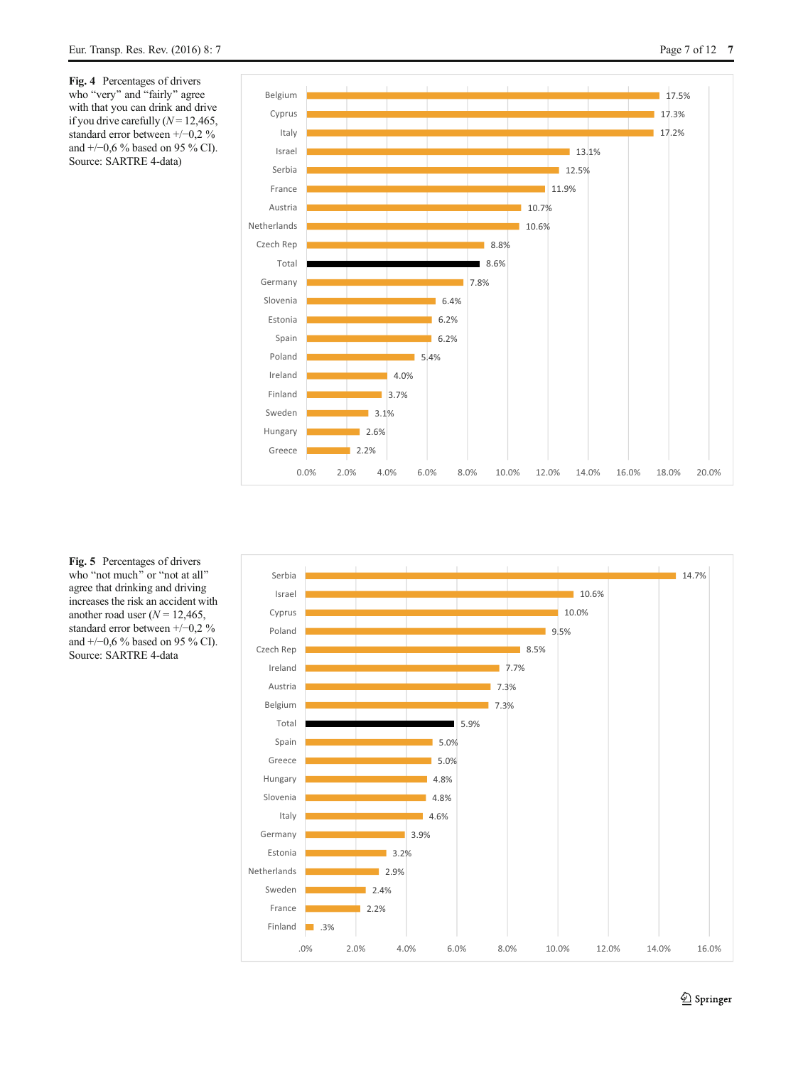**Fig. 4** Percentages of drivers who "very" and "fairly" agree with that you can drink and drive if you drive carefully ($N$ = 12,465, standard error between +/−0,2 % and +/−0,6 % based on 95 % CI). Source: SARTRE 4-data)

| Country | Percentage |
| --- | --- |
| Belgium | 17.5% |
| Cyprus | 17.3% |
| Italy | 17.2% |
| Israel | 13.1% |
| Serbia | 12.5% |
| France | 11.9% |
| Austria | 10.7% |
| Netherlands | 10.6% |
| Czech Rep | 8.8% |
| Total | 8.6% |
| Germany | 7.8% |
| Slovenia | 6.4% |
| Estonia | 6.2% |
| Spain | 6.2% |
| Poland | 5.4% |
| Ireland | 4.0% |
| Finland | 3.7% |
| Sweden | 3.1% |
| Hungary | 2.6% |
| Greece | 2.2% |

**Fig. 5** Percentages of drivers who "not much" or "not at all" agree that drinking and driving increases the risk an accident with another road user ($N$ = 12,465, standard error between +/−0,2 % and +/−0,6 % based on 95 % CI). Source: SARTRE 4-data

| Country | Percentage |
| --- | --- |
| Serbia | 14.7% |
| Israel | 10.6% |
| Cyprus | 10.0% |
| Poland | 9.5% |
| Czech Rep | 8.5% |
| Ireland | 7.7% |
| Austria | 7.3% |
| Belgium | 7.3% |
| Total | 5.9% |
| Spain | 5.0% |
| Greece | 5.0% |
| Hungary | 4.8% |
| Slovenia | 4.8% |
| Italy | 4.6% |
| Germany | 3.9% |
| Estonia | 3.2% |
| Netherlands | 2.9% |
| Sweden | 2.4% |
| France | 2.2% |
| Finland | .3% |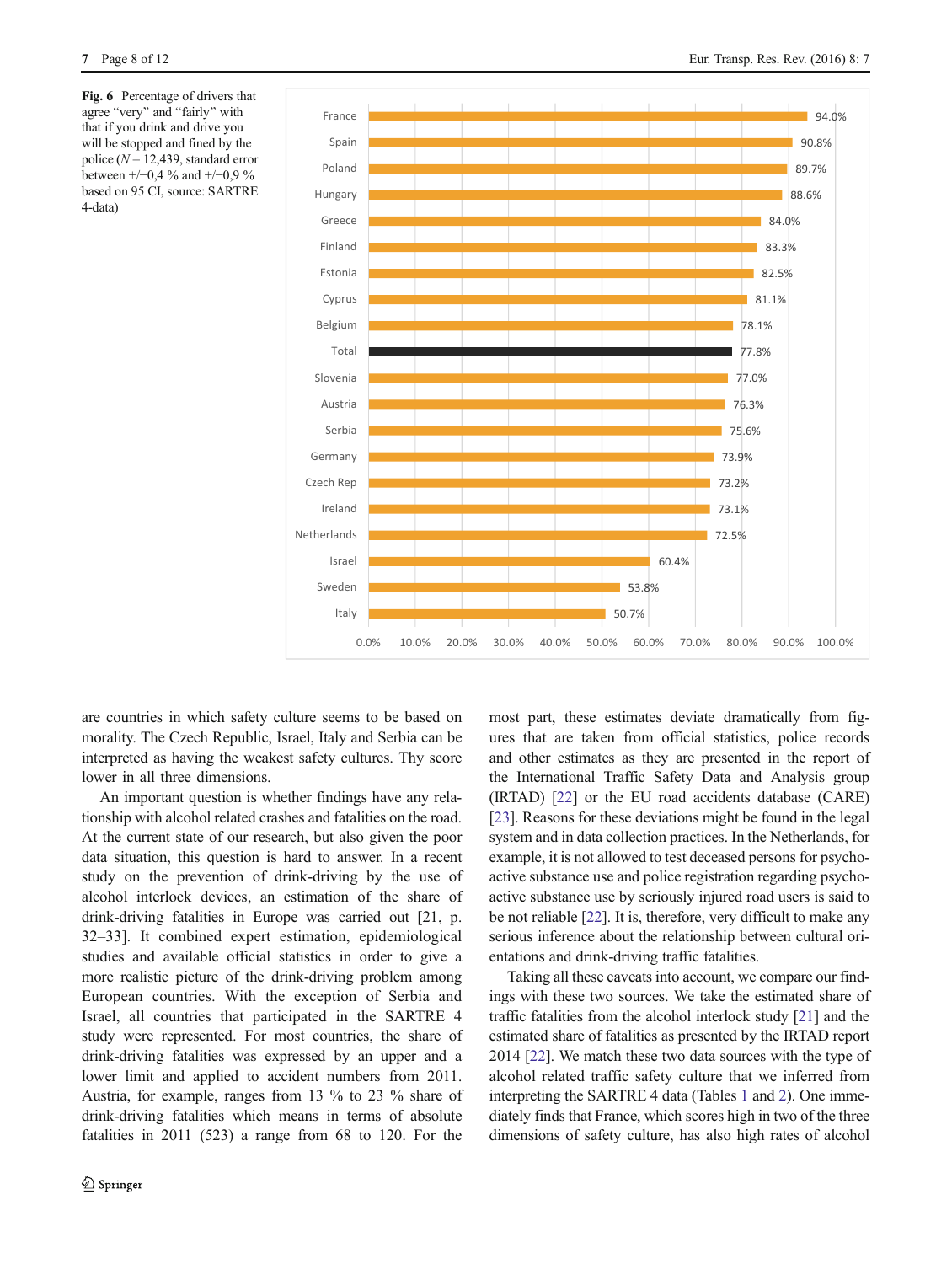**Fig. 6** Percentage of drivers that agree "very" and "fairly" with that if you drink and drive you will be stopped and fined by the police ($N = 12{,}439$, standard error between +/−0,4 % and +/−0,9 % based on 95 CI, source: SARTRE 4-data)

| Country | Percentage |
|---|---|
| France | 94.0% |
| Spain | 90.8% |
| Poland | 89.7% |
| Hungary | 88.6% |
| Greece | 84.0% |
| Finland | 83.3% |
| Estonia | 82.5% |
| Cyprus | 81.1% |
| Belgium | 78.1% |
| Total | 77.8% |
| Slovenia | 77.0% |
| Austria | 76.3% |
| Serbia | 75.6% |
| Germany | 73.9% |
| Czech Rep | 73.2% |
| Ireland | 73.1% |
| Netherlands | 72.5% |
| Israel | 60.4% |
| Sweden | 53.8% |
| Italy | 50.7% |

are countries in which safety culture seems to be based on morality. The Czech Republic, Israel, Italy and Serbia can be interpreted as having the weakest safety cultures. Thy score lower in all three dimensions.

An important question is whether findings have any relationship with alcohol related crashes and fatalities on the road. At the current state of our research, but also given the poor data situation, this question is hard to answer. In a recent study on the prevention of drink-driving by the use of alcohol interlock devices, an estimation of the share of drink-driving fatalities in Europe was carried out [21, p. 32–33]. It combined expert estimation, epidemiological studies and available official statistics in order to give a more realistic picture of the drink-driving problem among European countries. With the exception of Serbia and Israel, all countries that participated in the SARTRE 4 study were represented. For most countries, the share of drink-driving fatalities was expressed by an upper and a lower limit and applied to accident numbers from 2011. Austria, for example, ranges from 13 % to 23 % share of drink-driving fatalities which means in terms of absolute fatalities in 2011 (523) a range from 68 to 120. For the most part, these estimates deviate dramatically from figures that are taken from official statistics, police records and other estimates as they are presented in the report of the International Traffic Safety Data and Analysis group (IRTAD) [22] or the EU road accidents database (CARE) [23]. Reasons for these deviations might be found in the legal system and in data collection practices. In the Netherlands, for example, it is not allowed to test deceased persons for psychoactive substance use and police registration regarding psychoactive substance use by seriously injured road users is said to be not reliable [22]. It is, therefore, very difficult to make any serious inference about the relationship between cultural orientations and drink-driving traffic fatalities.

Taking all these caveats into account, we compare our findings with these two sources. We take the estimated share of traffic fatalities from the alcohol interlock study [21] and the estimated share of fatalities as presented by the IRTAD report 2014 [22]. We match these two data sources with the type of alcohol related traffic safety culture that we inferred from interpreting the SARTRE 4 data (Tables 1 and 2). One immediately finds that France, which scores high in two of the three dimensions of safety culture, has also high rates of alcohol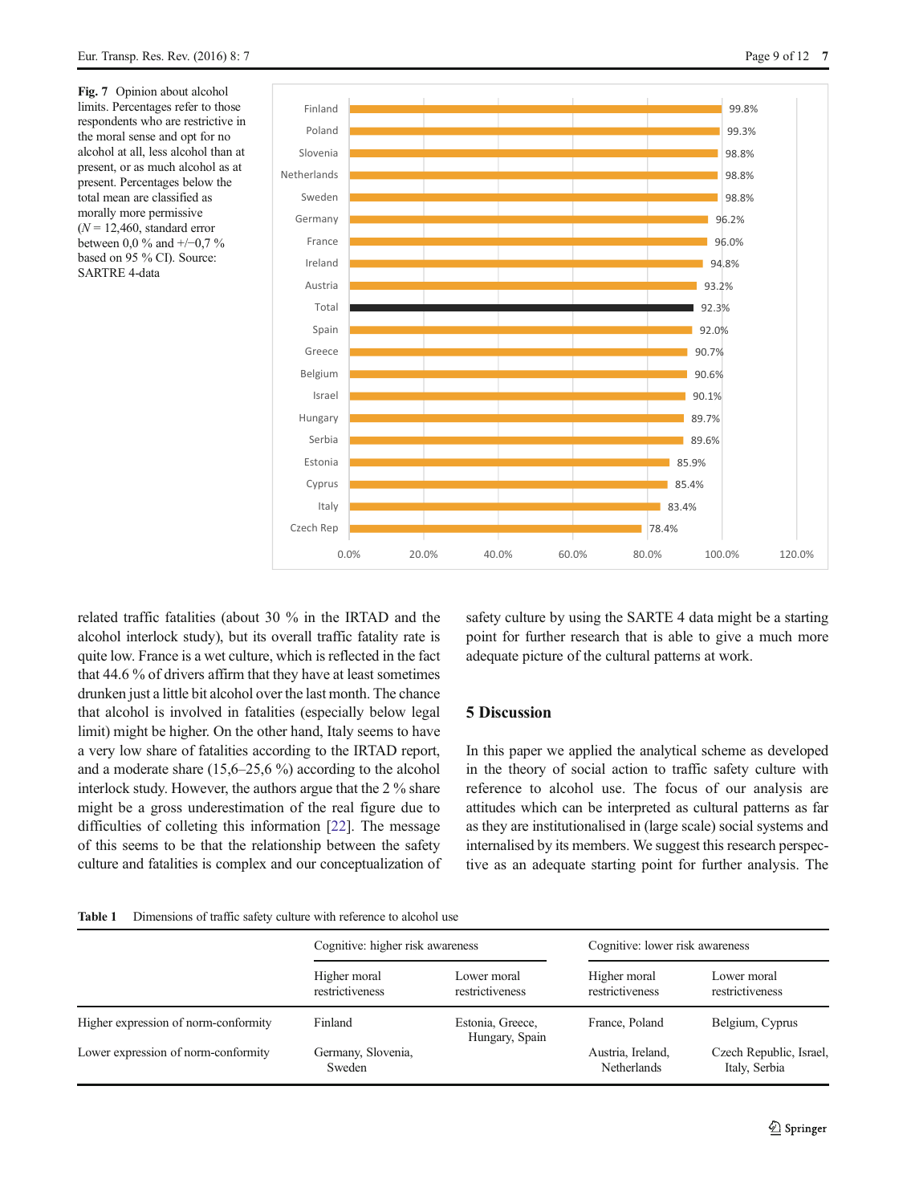**Fig. 7** Opinion about alcohol limits. Percentages refer to those respondents who are restrictive in the moral sense and opt for no alcohol at all, less alcohol than at present, or as much alcohol as at present. Percentages below the total mean are classified as morally more permissive ($N$ = 12,460, standard error between 0,0 % and +/−0,7 % based on 95 % CI). Source: SARTRE 4-data

| Country | Percentage |
|---|---|
| Finland | 99.8% |
| Poland | 99.3% |
| Slovenia | 98.8% |
| Netherlands | 98.8% |
| Sweden | 98.8% |
| Germany | 96.2% |
| France | 96.0% |
| Ireland | 94.8% |
| Austria | 93.2% |
| Total | 92.3% |
| Spain | 92.0% |
| Greece | 90.7% |
| Belgium | 90.6% |
| Israel | 90.1% |
| Hungary | 89.7% |
| Serbia | 89.6% |
| Estonia | 85.9% |
| Cyprus | 85.4% |
| Italy | 83.4% |
| Czech Rep | 78.4% |

related traffic fatalities (about 30 % in the IRTAD and the alcohol interlock study), but its overall traffic fatality rate is quite low. France is a wet culture, which is reflected in the fact that 44.6 % of drivers affirm that they have at least sometimes drunken just a little bit alcohol over the last month. The chance that alcohol is involved in fatalities (especially below legal limit) might be higher. On the other hand, Italy seems to have a very low share of fatalities according to the IRTAD report, and a moderate share (15,6–25,6 %) according to the alcohol interlock study. However, the authors argue that the 2 % share might be a gross underestimation of the real figure due to difficulties of colleting this information [22]. The message of this seems to be that the relationship between the safety culture and fatalities is complex and our conceptualization of safety culture by using the SARTE 4 data might be a starting point for further research that is able to give a much more adequate picture of the cultural patterns at work.

## 5 Discussion

In this paper we applied the analytical scheme as developed in the theory of social action to traffic safety culture with reference to alcohol use. The focus of our analysis are attitudes which can be interpreted as cultural patterns as far as they are institutionalised in (large scale) social systems and internalised by its members. We suggest this research perspective as an adequate starting point for further analysis. The

**Table 1** Dimensions of traffic safety culture with reference to alcohol use

| | Cognitive: higher risk awareness | | Cognitive: lower risk awareness | |
|---|---|---|---|---|
| | Higher moral restrictiveness | Lower moral restrictiveness | Higher moral restrictiveness | Lower moral restrictiveness |
| Higher expression of norm-conformity | Finland | Estonia, Greece, Hungary, Spain | France, Poland | Belgium, Cyprus |
| Lower expression of norm-conformity | Germany, Slovenia, Sweden | | Austria, Ireland, Netherlands | Czech Republic, Israel, Italy, Serbia |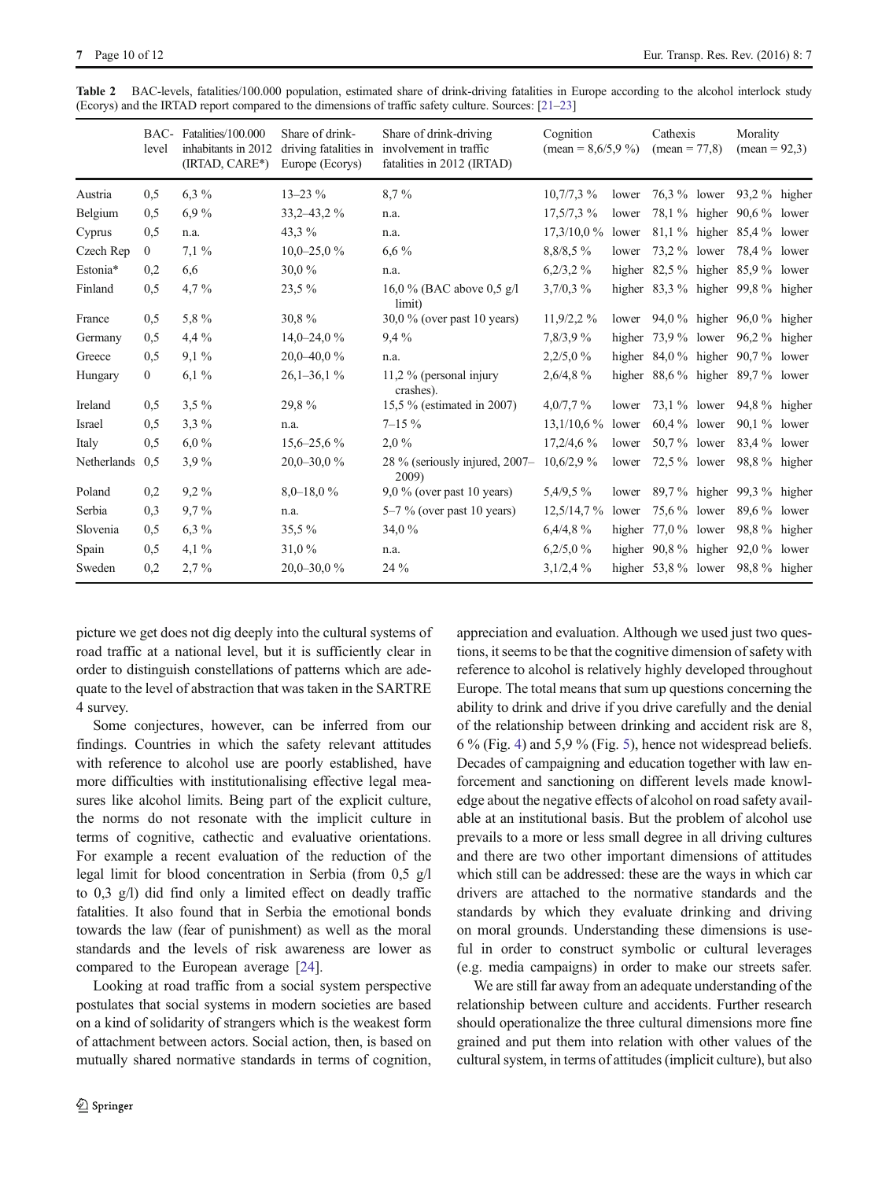**Table 2** BAC-levels, fatalities/100.000 population, estimated share of drink-driving fatalities in Europe according to the alcohol interlock study (Ecorys) and the IRTAD report compared to the dimensions of traffic safety culture. Sources: [21–23]

| | BAC-level | Fatalities/100.000 inhabitants in 2012 (IRTAD, CARE*) | Share of drink-driving fatalities in Europe (Ecorys) | Share of drink-driving involvement in traffic fatalities in 2012 (IRTAD) | Cognition (mean = 8,6/5,9 %) | | Cathexis (mean = 77,8) | | Morality (mean = 92,3) | |
|---|---|---|---|---|---|---|---|---|---|---|
| Austria | 0,5 | 6,3 % | 13–23 % | 8,7 % | 10,7/7,3 % | lower | 76,3 % | lower | 93,2 % | higher |
| Belgium | 0,5 | 6,9 % | 33,2–43,2 % | n.a. | 17,5/7,3 % | lower | 78,1 % | higher | 90,6 % | lower |
| Cyprus | 0,5 | n.a. | 43,3 % | n.a. | 17,3/10,0 % | lower | 81,1 % | higher | 85,4 % | lower |
| Czech Rep | 0 | 7,1 % | 10,0–25,0 % | 6,6 % | 8,8/8,5 % | lower | 73,2 % | lower | 78,4 % | lower |
| Estonia* | 0,2 | 6,6 | 30,0 % | n.a. | 6,2/3,2 % | higher | 82,5 % | higher | 85,9 % | lower |
| Finland | 0,5 | 4,7 % | 23,5 % | 16,0 % (BAC above 0,5 g/l limit) | 3,7/0,3 % | higher | 83,3 % | higher | 99,8 % | higher |
| France | 0,5 | 5,8 % | 30,8 % | 30,0 % (over past 10 years) | 11,9/2,2 % | lower | 94,0 % | higher | 96,0 % | higher |
| Germany | 0,5 | 4,4 % | 14,0–24,0 % | 9,4 % | 7,8/3,9 % | higher | 73,9 % | lower | 96,2 % | higher |
| Greece | 0,5 | 9,1 % | 20,0–40,0 % | n.a. | 2,2/5,0 % | higher | 84,0 % | higher | 90,7 % | lower |
| Hungary | 0 | 6,1 % | 26,1–36,1 % | 11,2 % (personal injury crashes). | 2,6/4,8 % | higher | 88,6 % | higher | 89,7 % | lower |
| Ireland | 0,5 | 3,5 % | 29,8 % | 15,5 % (estimated in 2007) | 4,0/7,7 % | lower | 73,1 % | lower | 94,8 % | higher |
| Israel | 0,5 | 3,3 % | n.a. | 7–15 % | 13,1/10,6 % | lower | 60,4 % | lower | 90,1 % | lower |
| Italy | 0,5 | 6,0 % | 15,6–25,6 % | 2,0 % | 17,2/4,6 % | lower | 50,7 % | lower | 83,4 % | lower |
| Netherlands | 0,5 | 3,9 % | 20,0–30,0 % | 28 % (seriously injured, 2007–2009) | 10,6/2,9 % | lower | 72,5 % | lower | 98,8 % | higher |
| Poland | 0,2 | 9,2 % | 8,0–18,0 % | 9,0 % (over past 10 years) | 5,4/9,5 % | lower | 89,7 % | higher | 99,3 % | higher |
| Serbia | 0,3 | 9,7 % | n.a. | 5–7 % (over past 10 years) | 12,5/14,7 % | lower | 75,6 % | lower | 89,6 % | lower |
| Slovenia | 0,5 | 6,3 % | 35,5 % | 34,0 % | 6,4/4,8 % | higher | 77,0 % | lower | 98,8 % | higher |
| Spain | 0,5 | 4,1 % | 31,0 % | n.a. | 6,2/5,0 % | higher | 90,8 % | higher | 92,0 % | lower |
| Sweden | 0,2 | 2,7 % | 20,0–30,0 % | 24 % | 3,1/2,4 % | higher | 53,8 % | lower | 98,8 % | higher |

picture we get does not dig deeply into the cultural systems of road traffic at a national level, but it is sufficiently clear in order to distinguish constellations of patterns which are adequate to the level of abstraction that was taken in the SARTRE 4 survey.

Some conjectures, however, can be inferred from our findings. Countries in which the safety relevant attitudes with reference to alcohol use are poorly established, have more difficulties with institutionalising effective legal measures like alcohol limits. Being part of the explicit culture, the norms do not resonate with the implicit culture in terms of cognitive, cathectic and evaluative orientations. For example a recent evaluation of the reduction of the legal limit for blood concentration in Serbia (from 0,5 g/l to 0,3 g/l) did find only a limited effect on deadly traffic fatalities. It also found that in Serbia the emotional bonds towards the law (fear of punishment) as well as the moral standards and the levels of risk awareness are lower as compared to the European average [24].

Looking at road traffic from a social system perspective postulates that social systems in modern societies are based on a kind of solidarity of strangers which is the weakest form of attachment between actors. Social action, then, is based on mutually shared normative standards in terms of cognition, appreciation and evaluation. Although we used just two questions, it seems to be that the cognitive dimension of safety with reference to alcohol is relatively highly developed throughout Europe. The total means that sum up questions concerning the ability to drink and drive if you drive carefully and the denial of the relationship between drinking and accident risk are 8, 6 % (Fig. 4) and 5,9 % (Fig. 5), hence not widespread beliefs. Decades of campaigning and education together with law enforcement and sanctioning on different levels made knowledge about the negative effects of alcohol on road safety available at an institutional basis. But the problem of alcohol use prevails to a more or less small degree in all driving cultures and there are two other important dimensions of attitudes which still can be addressed: these are the ways in which car drivers are attached to the normative standards and the standards by which they evaluate drinking and driving on moral grounds. Understanding these dimensions is useful in order to construct symbolic or cultural leverages (e.g. media campaigns) in order to make our streets safer.

We are still far away from an adequate understanding of the relationship between culture and accidents. Further research should operationalize the three cultural dimensions more fine grained and put them into relation with other values of the cultural system, in terms of attitudes (implicit culture), but also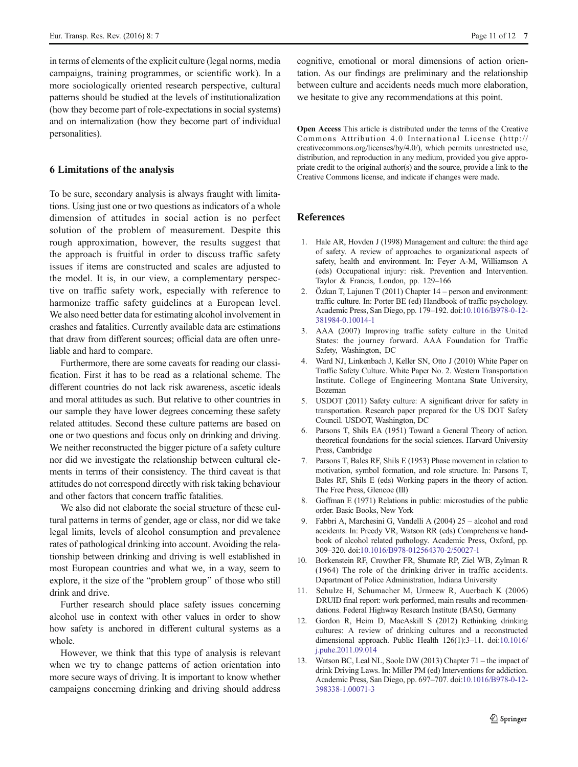in terms of elements of the explicit culture (legal norms, media campaigns, training programmes, or scientific work). In a more sociologically oriented research perspective, cultural patterns should be studied at the levels of institutionalization (how they become part of role-expectations in social systems) and on internalization (how they become part of individual personalities).

## 6 Limitations of the analysis

To be sure, secondary analysis is always fraught with limitations. Using just one or two questions as indicators of a whole dimension of attitudes in social action is no perfect solution of the problem of measurement. Despite this rough approximation, however, the results suggest that the approach is fruitful in order to discuss traffic safety issues if items are constructed and scales are adjusted to the model. It is, in our view, a complementary perspective on traffic safety work, especially with reference to harmonize traffic safety guidelines at a European level. We also need better data for estimating alcohol involvement in crashes and fatalities. Currently available data are estimations that draw from different sources; official data are often unreliable and hard to compare.

Furthermore, there are some caveats for reading our classification. First it has to be read as a relational scheme. The different countries do not lack risk awareness, ascetic ideals and moral attitudes as such. But relative to other countries in our sample they have lower degrees concerning these safety related attitudes. Second these culture patterns are based on one or two questions and focus only on drinking and driving. We neither reconstructed the bigger picture of a safety culture nor did we investigate the relationship between cultural elements in terms of their consistency. The third caveat is that attitudes do not correspond directly with risk taking behaviour and other factors that concern traffic fatalities.

We also did not elaborate the social structure of these cultural patterns in terms of gender, age or class, nor did we take legal limits, levels of alcohol consumption and prevalence rates of pathological drinking into account. Avoiding the relationship between drinking and driving is well established in most European countries and what we, in a way, seem to explore, it the size of the "problem group" of those who still drink and drive.

Further research should place safety issues concerning alcohol use in context with other values in order to show how safety is anchored in different cultural systems as a whole.

However, we think that this type of analysis is relevant when we try to change patterns of action orientation into more secure ways of driving. It is important to know whether campaigns concerning drinking and driving should address cognitive, emotional or moral dimensions of action orientation. As our findings are preliminary and the relationship between culture and accidents needs much more elaboration, we hesitate to give any recommendations at this point.

**Open Access** This article is distributed under the terms of the Creative Commons Attribution 4.0 International License (http://creativecommons.org/licenses/by/4.0/), which permits unrestricted use, distribution, and reproduction in any medium, provided you give appropriate credit to the original author(s) and the source, provide a link to the Creative Commons license, and indicate if changes were made.

## References

1. Hale AR, Hovden J (1998) Management and culture: the third age of safety. A review of approaches to organizational aspects of safety, health and environment. In: Feyer A-M, Williamson A (eds) Occupational injury: risk. Prevention and Intervention. Taylor & Francis, London, pp. 129–166
2. Özkan T, Lajunen T (2011) Chapter 14 – person and environment: traffic culture. In: Porter BE (ed) Handbook of traffic psychology. Academic Press, San Diego, pp. 179–192. doi:10.1016/B978-0-12-381984-0.10014-1
3. AAA (2007) Improving traffic safety culture in the United States: the journey forward. AAA Foundation for Traffic Safety, Washington, DC
4. Ward NJ, Linkenbach J, Keller SN, Otto J (2010) White Paper on Traffic Safety Culture. White Paper No. 2. Western Transportation Institute. College of Engineering Montana State University, Bozeman
5. USDOT (2011) Safety culture: A significant driver for safety in transportation. Research paper prepared for the US DOT Safety Council. USDOT, Washington, DC
6. Parsons T, Shils EA (1951) Toward a General Theory of action. theoretical foundations for the social sciences. Harvard University Press, Cambridge
7. Parsons T, Bales RF, Shils E (1953) Phase movement in relation to motivation, symbol formation, and role structure. In: Parsons T, Bales RF, Shils E (eds) Working papers in the theory of action. The Free Press, Glencoe (Ill)
8. Goffman E (1971) Relations in public: microstudies of the public order. Basic Books, New York
9. Fabbri A, Marchesini G, Vandelli A (2004) 25 – alcohol and road accidents. In: Preedy VR, Watson RR (eds) Comprehensive handbook of alcohol related pathology. Academic Press, Oxford, pp. 309–320. doi:10.1016/B978-012564370-2/50027-1
10. Borkenstein RF, Crowther FR, Shumate RP, Ziel WB, Zylman R (1964) The role of the drinking driver in traffic accidents. Department of Police Administration, Indiana University
11. Schulze H, Schumacher M, Urmeew R, Auerbach K (2006) DRUID final report: work performed, main results and recommendations. Federal Highway Research Institute (BASt), Germany
12. Gordon R, Heim D, MacAskill S (2012) Rethinking drinking cultures: A review of drinking cultures and a reconstructed dimensional approach. Public Health 126(1):3–11. doi:10.1016/j.puhe.2011.09.014
13. Watson BC, Leal NL, Soole DW (2013) Chapter 71 – the impact of drink Driving Laws. In: Miller PM (ed) Interventions for addiction. Academic Press, San Diego, pp. 697–707. doi:10.1016/B978-0-12-398338-1.00071-3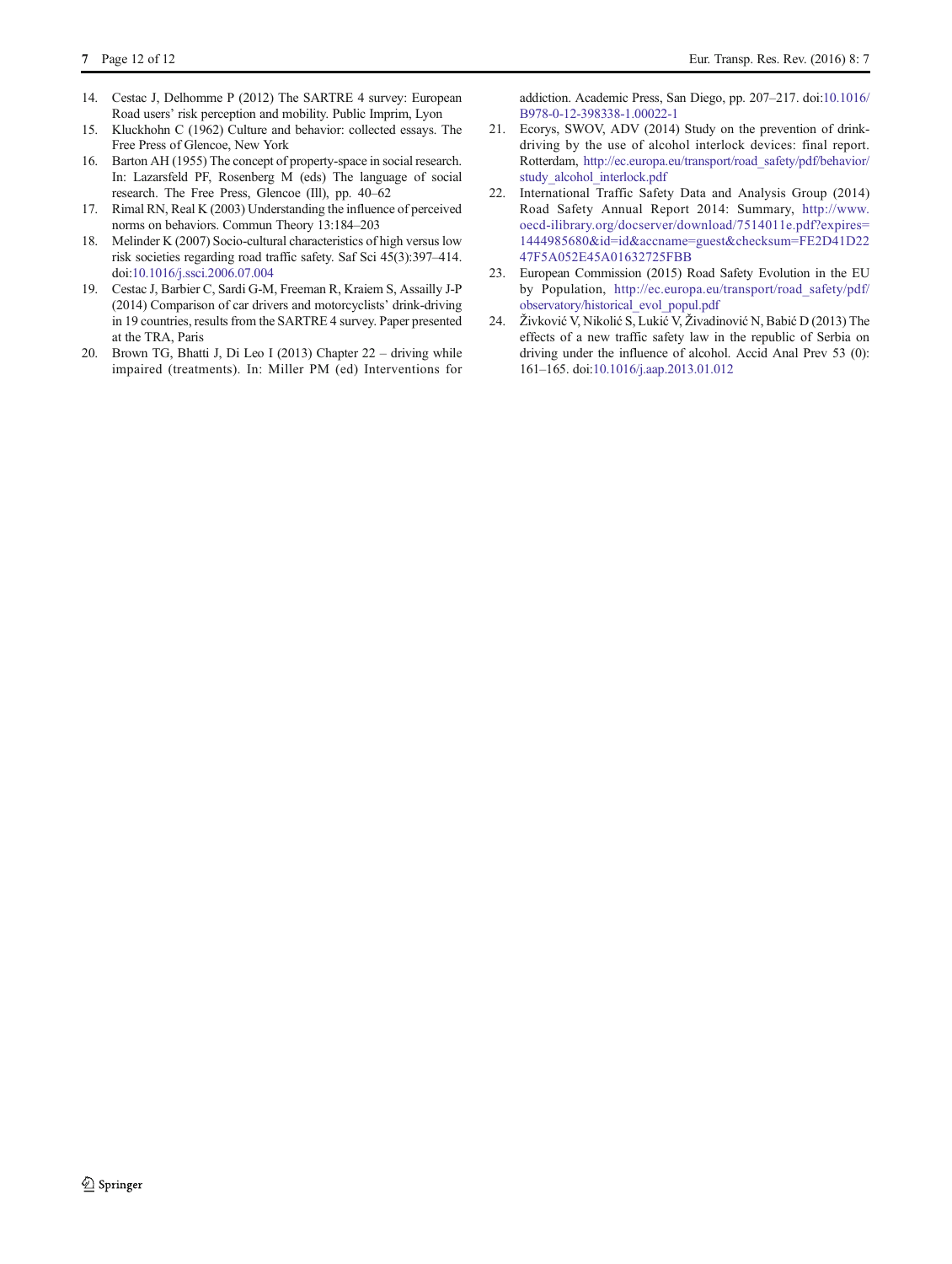14. Cestac J, Delhomme P (2012) The SARTRE 4 survey: European Road users' risk perception and mobility. Public Imprim, Lyon
15. Kluckhohn C (1962) Culture and behavior: collected essays. The Free Press of Glencoe, New York
16. Barton AH (1955) The concept of property-space in social research. In: Lazarsfeld PF, Rosenberg M (eds) The language of social research. The Free Press, Glencoe (Ill), pp. 40–62
17. Rimal RN, Real K (2003) Understanding the influence of perceived norms on behaviors. Commun Theory 13:184–203
18. Melinder K (2007) Socio-cultural characteristics of high versus low risk societies regarding road traffic safety. Saf Sci 45(3):397–414. doi:10.1016/j.ssci.2006.07.004
19. Cestac J, Barbier C, Sardi G-M, Freeman R, Kraiem S, Assailly J-P (2014) Comparison of car drivers and motorcyclists' drink-driving in 19 countries, results from the SARTRE 4 survey. Paper presented at the TRA, Paris
20. Brown TG, Bhatti J, Di Leo I (2013) Chapter 22 – driving while impaired (treatments). In: Miller PM (ed) Interventions for addiction. Academic Press, San Diego, pp. 207–217. doi:10.1016/B978-0-12-398338-1.00022-1
21. Ecorys, SWOV, ADV (2014) Study on the prevention of drink-driving by the use of alcohol interlock devices: final report. Rotterdam, http://ec.europa.eu/transport/road_safety/pdf/behavior/study_alcohol_interlock.pdf
22. International Traffic Safety Data and Analysis Group (2014) Road Safety Annual Report 2014: Summary, http://www.oecd-ilibrary.org/docserver/download/7514011e.pdf?expires=1444985680&id=id&accname=guest&checksum=FE2D41D2247F5A052E45A01632725FBB
23. European Commission (2015) Road Safety Evolution in the EU by Population, http://ec.europa.eu/transport/road_safety/pdf/observatory/historical_evol_popul.pdf
24. Živković V, Nikolić S, Lukić V, Živadinović N, Babić D (2013) The effects of a new traffic safety law in the republic of Serbia on driving under the influence of alcohol. Accid Anal Prev 53 (0): 161–165. doi:10.1016/j.aap.2013.01.012